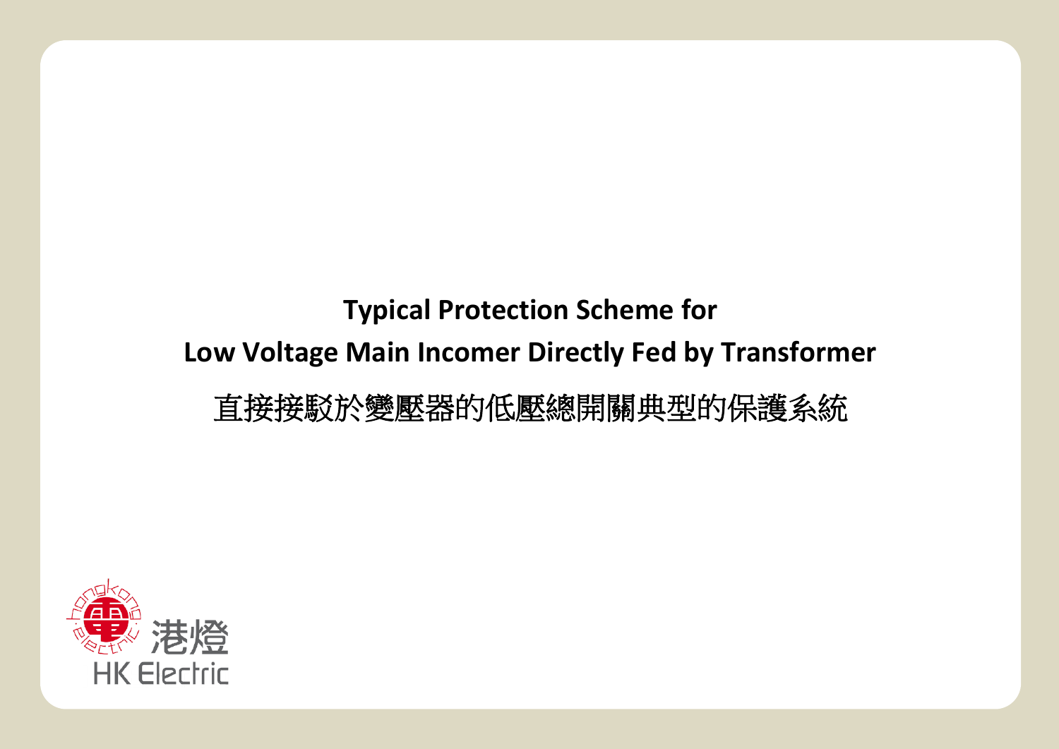# Typical Protection Scheme for Low Voltage Main Incomer Directly Fed by Transformer

# 直接接駁於變壓器的低壓總開關典型的保護系統

港燈

HK Electric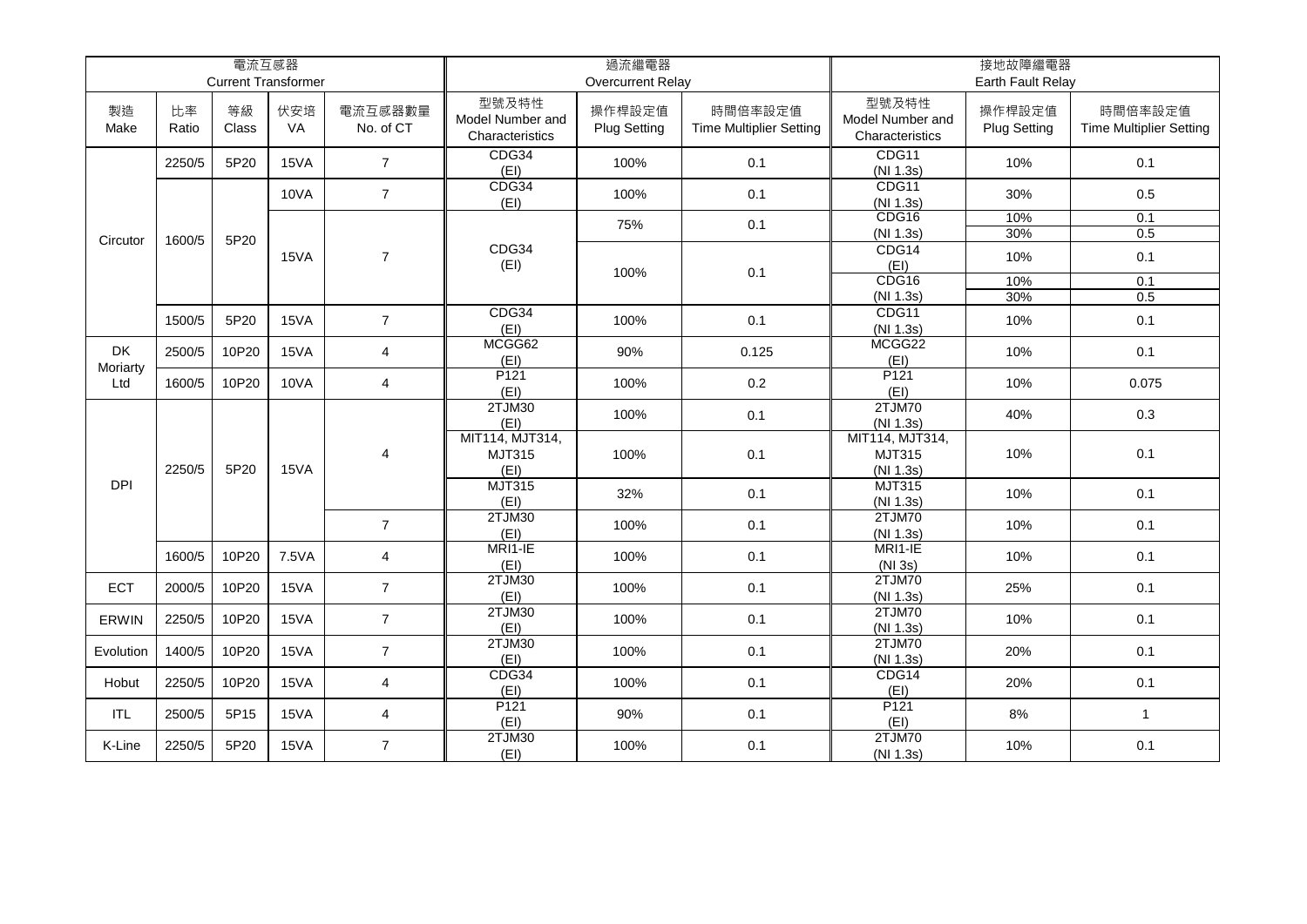| 電流互感器 Current Transformer | | | | | 過流繼電器 Overcurrent Relay | | | 接地故障繼電器 Earth Fault Relay | | |
|---|---|---|---|---|---|---|---|---|---|---|
| 製造 Make | 比率 Ratio | 等級 Class | 伏安培 VA | 電流互感器數量 No. of CT | 型號及特性 Model Number and Characteristics | 操作桿設定值 Plug Setting | 時間倍率設定值 Time Multiplier Setting | 型號及特性 Model Number and Characteristics | 操作桿設定值 Plug Setting | 時間倍率設定值 Time Multiplier Setting |
| Circutor | 2250/5 | 5P20 | 15VA | 7 | CDG34 (EI) | 100% | 0.1 | CDG11 (NI 1.3s) | 10% | 0.1 |
| | 1600/5 | 5P20 | 10VA | 7 | CDG34 (EI) | 100% | 0.1 | CDG11 (NI 1.3s) | 30% | 0.5 |
| | | | 15VA | 7 | CDG34 (EI) | 75% | 0.1 | CDG16 (NI 1.3s) | 10% / 30% | 0.1 / 0.5 |
| | | | | | | 100% | 0.1 | CDG14 (EI) | 10% | 0.1 |
| | | | | | | | | CDG16 (NI 1.3s) | 10% / 30% | 0.1 / 0.5 |
| | 1500/5 | 5P20 | 15VA | 7 | CDG34 (EI) | 100% | 0.1 | CDG11 (NI 1.3s) | 10% | 0.1 |
| DK Moriarty Ltd | 2500/5 | 10P20 | 15VA | 4 | MCGG62 (EI) | 90% | 0.125 | MCGG22 (EI) | 10% | 0.1 |
| | 1600/5 | 10P20 | 10VA | 4 | P121 (EI) | 100% | 0.2 | P121 (EI) | 10% | 0.075 |
| DPI | 2250/5 | 5P20 | 15VA | 4 | 2TJM30 (EI) | 100% | 0.1 | 2TJM70 (NI 1.3s) | 40% | 0.3 |
| | | | | | MIT114, MJT314, MJT315 (EI) | 100% | 0.1 | MIT114, MJT314, MJT315 (NI 1.3s) | 10% | 0.1 |
| | | | | | MJT315 (EI) | 32% | 0.1 | MJT315 (NI 1.3s) | 10% | 0.1 |
| | | | | 7 | 2TJM30 (EI) | 100% | 0.1 | 2TJM70 (NI 1.3s) | 10% | 0.1 |
| | 1600/5 | 10P20 | 7.5VA | 4 | MRI1-IE (EI) | 100% | 0.1 | MRI1-IE (NI 3s) | 10% | 0.1 |
| ECT | 2000/5 | 10P20 | 15VA | 7 | 2TJM30 (EI) | 100% | 0.1 | 2TJM70 (NI 1.3s) | 25% | 0.1 |
| ERWIN | 2250/5 | 10P20 | 15VA | 7 | 2TJM30 (EI) | 100% | 0.1 | 2TJM70 (NI 1.3s) | 10% | 0.1 |
| Evolution | 1400/5 | 10P20 | 15VA | 7 | 2TJM30 (EI) | 100% | 0.1 | 2TJM70 (NI 1.3s) | 20% | 0.1 |
| Hobut | 2250/5 | 10P20 | 15VA | 4 | CDG34 (EI) | 100% | 0.1 | CDG14 (EI) | 20% | 0.1 |
| ITL | 2500/5 | 5P15 | 15VA | 4 | P121 (EI) | 90% | 0.1 | P121 (EI) | 8% | 1 |
| K-Line | 2250/5 | 5P20 | 15VA | 7 | 2TJM30 (EI) | 100% | 0.1 | 2TJM70 (NI 1.3s) | 10% | 0.1 |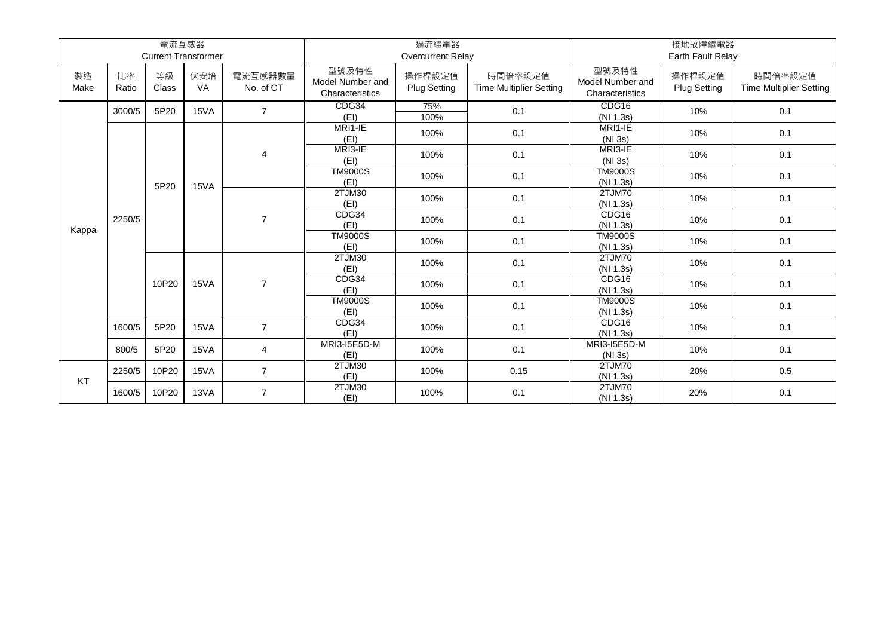| 電流互感器 Current Transformer | | | | | 過流繼電器 Overcurrent Relay | | | 接地故障繼電器 Earth Fault Relay | | |
|---|---|---|---|---|---|---|---|---|---|---|
| 製造 Make | 比率 Ratio | 等級 Class | 伏安培 VA | 電流互感器數量 No. of CT | 型號及特性 Model Number and Characteristics | 操作桿設定值 Plug Setting | 時間倍率設定值 Time Multiplier Setting | 型號及特性 Model Number and Characteristics | 操作桿設定值 Plug Setting | 時間倍率設定值 Time Multiplier Setting |
| Kappa | 3000/5 | 5P20 | 15VA | 7 | CDG34 (EI) | 75% / 100% | 0.1 | CDG16 (NI 1.3s) | 10% | 0.1 |
| | 2250/5 | 5P20 | 15VA | 4 | MRI1-IE (EI) | 100% | 0.1 | MRI1-IE (NI 3s) | 10% | 0.1 |
| | | | | | MRI3-IE (EI) | 100% | 0.1 | MRI3-IE (NI 3s) | 10% | 0.1 |
| | | | | | TM9000S (EI) | 100% | 0.1 | TM9000S (NI 1.3s) | 10% | 0.1 |
| | | | | 7 | 2TJM30 (EI) | 100% | 0.1 | 2TJM70 (NI 1.3s) | 10% | 0.1 |
| | | | | | CDG34 (EI) | 100% | 0.1 | CDG16 (NI 1.3s) | 10% | 0.1 |
| | | | | | TM9000S (EI) | 100% | 0.1 | TM9000S (NI 1.3s) | 10% | 0.1 |
| | | 10P20 | 15VA | 7 | 2TJM30 (EI) | 100% | 0.1 | 2TJM70 (NI 1.3s) | 10% | 0.1 |
| | | | | | CDG34 (EI) | 100% | 0.1 | CDG16 (NI 1.3s) | 10% | 0.1 |
| | | | | | TM9000S (EI) | 100% | 0.1 | TM9000S (NI 1.3s) | 10% | 0.1 |
| | 1600/5 | 5P20 | 15VA | 7 | CDG34 (EI) | 100% | 0.1 | CDG16 (NI 1.3s) | 10% | 0.1 |
| | 800/5 | 5P20 | 15VA | 4 | MRI3-I5E5D-M (EI) | 100% | 0.1 | MRI3-I5E5D-M (NI 3s) | 10% | 0.1 |
| KT | 2250/5 | 10P20 | 15VA | 7 | 2TJM30 (EI) | 100% | 0.15 | 2TJM70 (NI 1.3s) | 20% | 0.5 |
| | 1600/5 | 10P20 | 13VA | 7 | 2TJM30 (EI) | 100% | 0.1 | 2TJM70 (NI 1.3s) | 20% | 0.1 |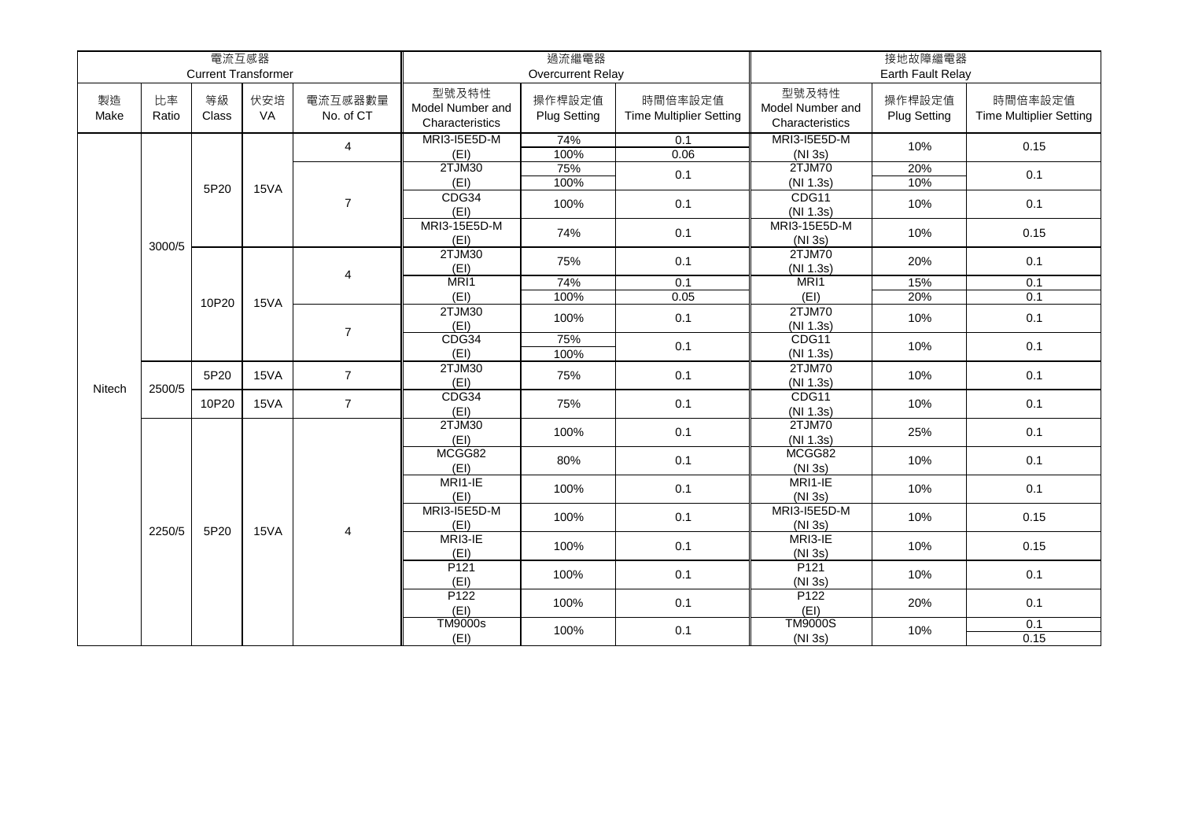| 電流互感器 Current Transformer | | | | | 過流繼電器 Overcurrent Relay | | | 接地故障繼電器 Earth Fault Relay | | |
|---|---|---|---|---|---|---|---|---|---|---|
| 製造 Make | 比率 Ratio | 等級 Class | 伏安培 VA | 電流互感器數量 No. of CT | 型號及特性 Model Number and Characteristics | 操作桿設定值 Plug Setting | 時間倍率設定值 Time Multiplier Setting | 型號及特性 Model Number and Characteristics | 操作桿設定值 Plug Setting | 時間倍率設定值 Time Multiplier Setting |
| Nitech | 3000/5 | 5P20 | 15VA | 4 | MRI3-I5E5D-M (EI) | 74% / 100% | 0.1 / 0.06 | MRI3-I5E5D-M (NI 3s) | 10% | 0.15 |
| | | | | 7 | 2TJM30 (EI) | 75% / 100% | 0.1 | 2TJM70 (NI 1.3s) | 20% / 10% | 0.1 |
| | | | | | CDG34 (EI) | 100% | 0.1 | CDG11 (NI 1.3s) | 10% | 0.1 |
| | | | | | MRI3-15E5D-M (EI) | 74% | 0.1 | MRI3-15E5D-M (NI 3s) | 10% | 0.15 |
| | | 10P20 | 15VA | 4 | 2TJM30 (EI) | 75% | 0.1 | 2TJM70 (NI 1.3s) | 20% | 0.1 |
| | | | | | MRI1 (EI) | 74% / 100% | 0.1 / 0.05 | MRI1 (EI) | 15% / 20% | 0.1 / 0.1 |
| | | | | 7 | 2TJM30 (EI) | 100% | 0.1 | 2TJM70 (NI 1.3s) | 10% | 0.1 |
| | | | | | CDG34 (EI) | 75% / 100% | 0.1 | CDG11 (NI 1.3s) | 10% | 0.1 |
| | 2500/5 | 5P20 | 15VA | 7 | 2TJM30 (EI) | 75% | 0.1 | 2TJM70 (NI 1.3s) | 10% | 0.1 |
| | | 10P20 | 15VA | 7 | CDG34 (EI) | 75% | 0.1 | CDG11 (NI 1.3s) | 10% | 0.1 |
| | 2250/5 | 5P20 | 15VA | 4 | 2TJM30 (EI) | 100% | 0.1 | 2TJM70 (NI 1.3s) | 25% | 0.1 |
| | | | | | MCGG82 (EI) | 80% | 0.1 | MCGG82 (NI 3s) | 10% | 0.1 |
| | | | | | MRI1-IE (EI) | 100% | 0.1 | MRI1-IE (NI 3s) | 10% | 0.1 |
| | | | | | MRI3-I5E5D-M (EI) | 100% | 0.1 | MRI3-I5E5D-M (NI 3s) | 10% | 0.15 |
| | | | | | MRI3-IE (EI) | 100% | 0.1 | MRI3-IE (NI 3s) | 10% | 0.15 |
| | | | | | P121 (EI) | 100% | 0.1 | P121 (NI 3s) | 10% | 0.1 |
| | | | | | P122 (EI) | 100% | 0.1 | P122 (EI) | 20% | 0.1 |
| | | | | | TM9000s (EI) | 100% | 0.1 | TM9000S (NI 3s) | 10% | 0.1 / 0.15 |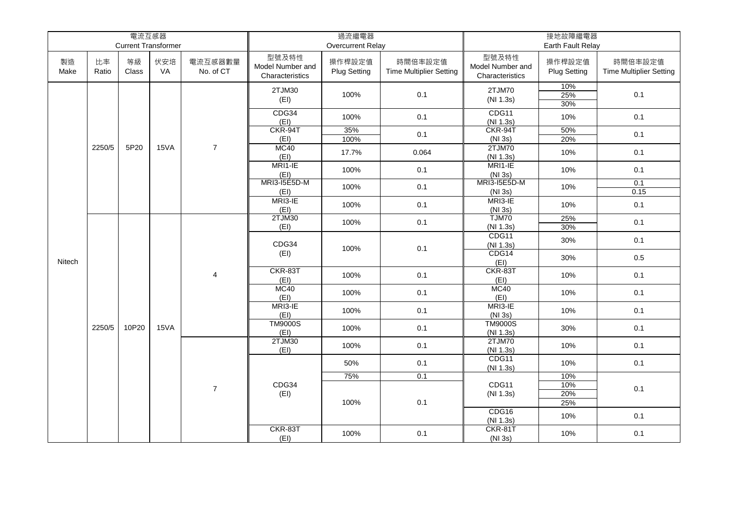| 電流互感器 Current Transformer | | | | | 過流繼電器 Overcurrent Relay | | | 接地故障繼電器 Earth Fault Relay | | |
|---|---|---|---|---|---|---|---|---|---|---|
| 製造 Make | 比率 Ratio | 等級 Class | 伏安培 VA | 電流互感器數量 No. of CT | 型號及特性 Model Number and Characteristics | 操作桿設定值 Plug Setting | 時間倍率設定值 Time Multiplier Setting | 型號及特性 Model Number and Characteristics | 操作桿設定值 Plug Setting | 時間倍率設定值 Time Multiplier Setting |
| Nitech | 2250/5 | 5P20 | 15VA | 7 | 2TJM30 (EI) | 100% | 0.1 | 2TJM70 (NI 1.3s) | 10% | 0.1 |
| | | | | | | | | | 25% | |
| | | | | | | | | | 30% | |
| | | | | | CDG34 (EI) | 100% | 0.1 | CDG11 (NI 1.3s) | 10% | 0.1 |
| | | | | | CKR-94T (EI) | 35% | 0.1 | CKR-94T (NI 3s) | 50% | 0.1 |
| | | | | | | 100% | | | 20% | |
| | | | | | MC40 (EI) | 17.7% | 0.064 | 2TJM70 (NI 1.3s) | 10% | 0.1 |
| | | | | | MRI1-IE (EI) | 100% | 0.1 | MRI1-IE (NI 3s) | 10% | 0.1 |
| | | | | | MRI3-I5E5D-M (EI) | 100% | 0.1 | MRI3-I5E5D-M (NI 3s) | 10% | 0.1 |
| | | | | | | | | | | 0.15 |
| | | | | | MRI3-IE (EI) | 100% | 0.1 | MRI3-IE (NI 3s) | 10% | 0.1 |
| | 2250/5 | 10P20 | 15VA | 4 | 2TJM30 (EI) | 100% | 0.1 | TJM70 (NI 1.3s) | 25% | 0.1 |
| | | | | | | | | | 30% | |
| | | | | | CDG34 (EI) | 100% | 0.1 | CDG11 (NI 1.3s) | 30% | 0.1 |
| | | | | | | | | CDG14 (EI) | 30% | 0.5 |
| | | | | | CKR-83T (EI) | 100% | 0.1 | CKR-83T (EI) | 10% | 0.1 |
| | | | | | MC40 (EI) | 100% | 0.1 | MC40 (EI) | 10% | 0.1 |
| | | | | | MRI3-IE (EI) | 100% | 0.1 | MRI3-IE (NI 3s) | 10% | 0.1 |
| | | | | | TM9000S (EI) | 100% | 0.1 | TM9000S (NI 1.3s) | 30% | 0.1 |
| | | | | 7 | 2TJM30 (EI) | 100% | 0.1 | 2TJM70 (NI 1.3s) | 10% | 0.1 |
| | | | | | CDG34 (EI) | 50% | 0.1 | CDG11 (NI 1.3s) | 10% | 0.1 |
| | | | | | | 75% | 0.1 | CDG11 (NI 1.3s) | 10% | 0.1 |
| | | | | | | 100% | 0.1 | | 10% | |
| | | | | | | | | | 20% | |
| | | | | | | | | | 25% | |
| | | | | | | | | CDG16 (NI 1.3s) | 10% | 0.1 |
| | | | | | CKR-83T (EI) | 100% | 0.1 | CKR-81T (NI 3s) | 10% | 0.1 |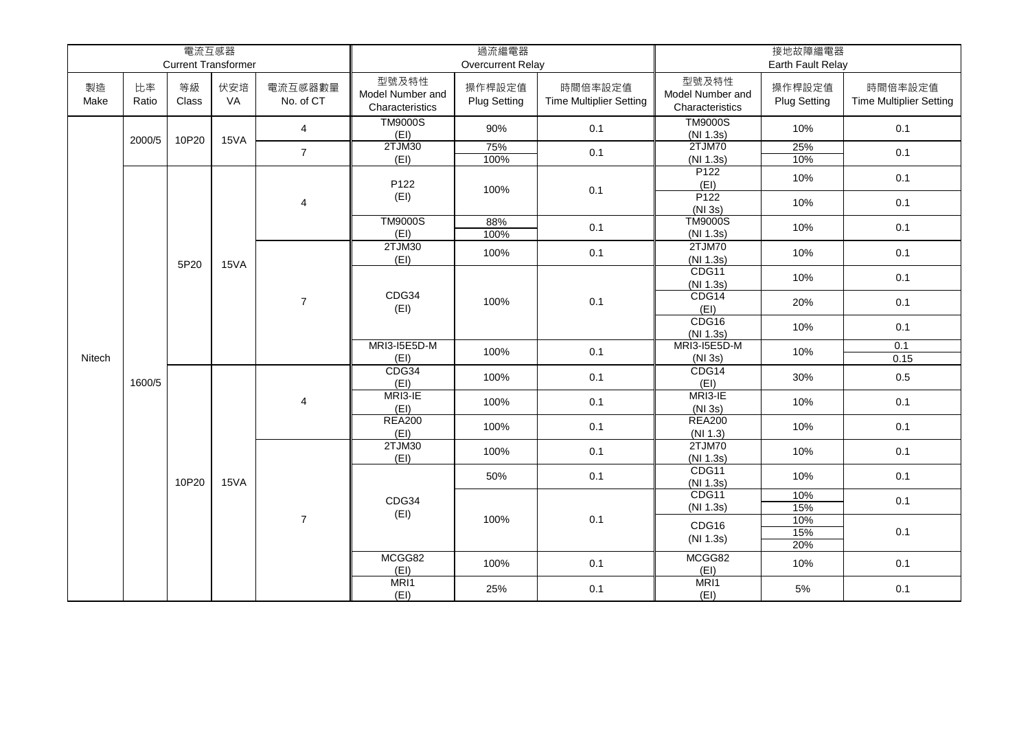| 電流互感器 Current Transformer | | | | | 過流繼電器 Overcurrent Relay | | | 接地故障繼電器 Earth Fault Relay | | |
|---|---|---|---|---|---|---|---|---|---|---|
| 製造 Make | 比率 Ratio | 等級 Class | 伏安培 VA | 電流互感器數量 No. of CT | 型號及特性 Model Number and Characteristics | 操作桿設定值 Plug Setting | 時間倍率設定值 Time Multiplier Setting | 型號及特性 Model Number and Characteristics | 操作桿設定值 Plug Setting | 時間倍率設定值 Time Multiplier Setting |
| Nitech | 2000/5 | 10P20 | 15VA | 4 | TM9000S (EI) | 90% | 0.1 | TM9000S (NI 1.3s) | 10% | 0.1 |
| | | | | 7 | 2TJM30 (EI) | 75% / 100% | 0.1 | 2TJM70 (NI 1.3s) | 25% / 10% | 0.1 |
| | 1600/5 | 5P20 | 15VA | 4 | P122 (EI) | 100% | 0.1 | P122 (EI) | 10% | 0.1 |
| | | | | | | | | P122 (NI 3s) | 10% | 0.1 |
| | | | | | TM9000S (EI) | 88% / 100% | 0.1 | TM9000S (NI 1.3s) | 10% | 0.1 |
| | | | | 7 | 2TJM30 (EI) | 100% | 0.1 | 2TJM70 (NI 1.3s) | 10% | 0.1 |
| | | | | | CDG34 (EI) | 100% | 0.1 | CDG11 (NI 1.3s) | 10% | 0.1 |
| | | | | | | | | CDG14 (EI) | 20% | 0.1 |
| | | | | | | | | CDG16 (NI 1.3s) | 10% | 0.1 |
| | | | | | MRI3-I5E5D-M (EI) | 100% | 0.1 | MRI3-I5E5D-M (NI 3s) | 10% | 0.1 / 0.15 |
| | | 10P20 | 15VA | 4 | CDG34 (EI) | 100% | 0.1 | CDG14 (EI) | 30% | 0.5 |
| | | | | | MRI3-IE (EI) | 100% | 0.1 | MRI3-IE (NI 3s) | 10% | 0.1 |
| | | | | | REA200 (EI) | 100% | 0.1 | REA200 (NI 1.3) | 10% | 0.1 |
| | | | | 7 | 2TJM30 (EI) | 100% | 0.1 | 2TJM70 (NI 1.3s) | 10% | 0.1 |
| | | | | | CDG34 (EI) | 50% | 0.1 | CDG11 (NI 1.3s) | 10% | 0.1 |
| | | | | | | 100% | 0.1 | CDG11 (NI 1.3s) | 10% / 15% | 0.1 |
| | | | | | | | | CDG16 (NI 1.3s) | 10% / 15% / 20% | 0.1 |
| | | | | | MCGG82 (EI) | 100% | 0.1 | MCGG82 (EI) | 10% | 0.1 |
| | | | | | MRI1 (EI) | 25% | 0.1 | MRI1 (EI) | 5% | 0.1 |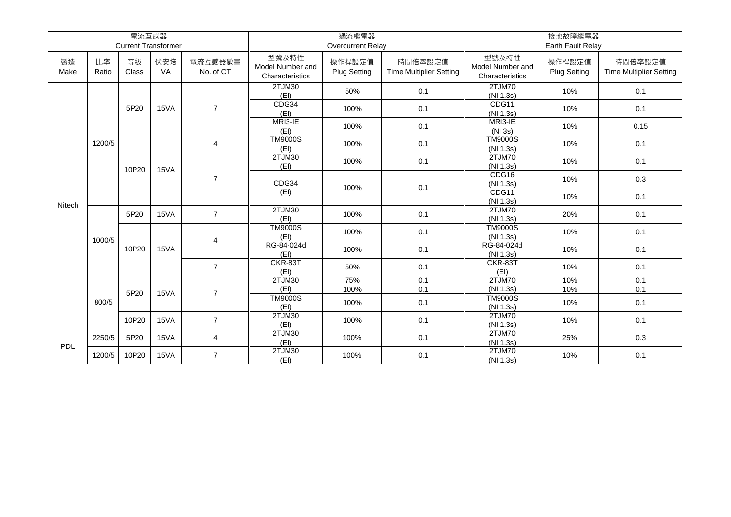| 電流互感器 Current Transformer | | | | | 過流繼電器 Overcurrent Relay | | | 接地故障繼電器 Earth Fault Relay | | |
|---|---|---|---|---|---|---|---|---|---|---|
| 製造 Make | 比率 Ratio | 等級 Class | 伏安培 VA | 電流互感器數量 No. of CT | 型號及特性 Model Number and Characteristics | 操作桿設定值 Plug Setting | 時間倍率設定值 Time Multiplier Setting | 型號及特性 Model Number and Characteristics | 操作桿設定值 Plug Setting | 時間倍率設定值 Time Multiplier Setting |
| Nitech | 1200/5 | 5P20 | 15VA | 7 | 2TJM30 (EI) | 50% | 0.1 | 2TJM70 (NI 1.3s) | 10% | 0.1 |
| | | | | | CDG34 (EI) | 100% | 0.1 | CDG11 (NI 1.3s) | 10% | 0.1 |
| | | | | | MRI3-IE (EI) | 100% | 0.1 | MRI3-IE (NI 3s) | 10% | 0.15 |
| | | 10P20 | 15VA | 4 | TM9000S (EI) | 100% | 0.1 | TM9000S (NI 1.3s) | 10% | 0.1 |
| | | | | 7 | 2TJM30 (EI) | 100% | 0.1 | 2TJM70 (NI 1.3s) | 10% | 0.1 |
| | | | | | CDG34 (EI) | 100% | 0.1 | CDG16 (NI 1.3s) | 10% | 0.3 |
| | | | | | | | | CDG11 (NI 1.3s) | 10% | 0.1 |
| | 1000/5 | 5P20 | 15VA | 7 | 2TJM30 (EI) | 100% | 0.1 | 2TJM70 (NI 1.3s) | 20% | 0.1 |
| | | 10P20 | 15VA | 4 | TM9000S (EI) | 100% | 0.1 | TM9000S (NI 1.3s) | 10% | 0.1 |
| | | | | | RG-84-024d (EI) | 100% | 0.1 | RG-84-024d (NI 1.3s) | 10% | 0.1 |
| | | | | 7 | CKR-83T (EI) | 50% | 0.1 | CKR-83T (EI) | 10% | 0.1 |
| | 800/5 | 5P20 | 15VA | 7 | 2TJM30 (EI) | 75% | 0.1 | 2TJM70 (NI 1.3s) | 10% | 0.1 |
| | | | | | | 100% | 0.1 | | 10% | 0.1 |
| | | | | | TM9000S (EI) | 100% | 0.1 | TM9000S (NI 1.3s) | 10% | 0.1 |
| | | 10P20 | 15VA | 7 | 2TJM30 (EI) | 100% | 0.1 | 2TJM70 (NI 1.3s) | 10% | 0.1 |
| PDL | 2250/5 | 5P20 | 15VA | 4 | 2TJM30 (EI) | 100% | 0.1 | 2TJM70 (NI 1.3s) | 25% | 0.3 |
| | 1200/5 | 10P20 | 15VA | 7 | 2TJM30 (EI) | 100% | 0.1 | 2TJM70 (NI 1.3s) | 10% | 0.1 |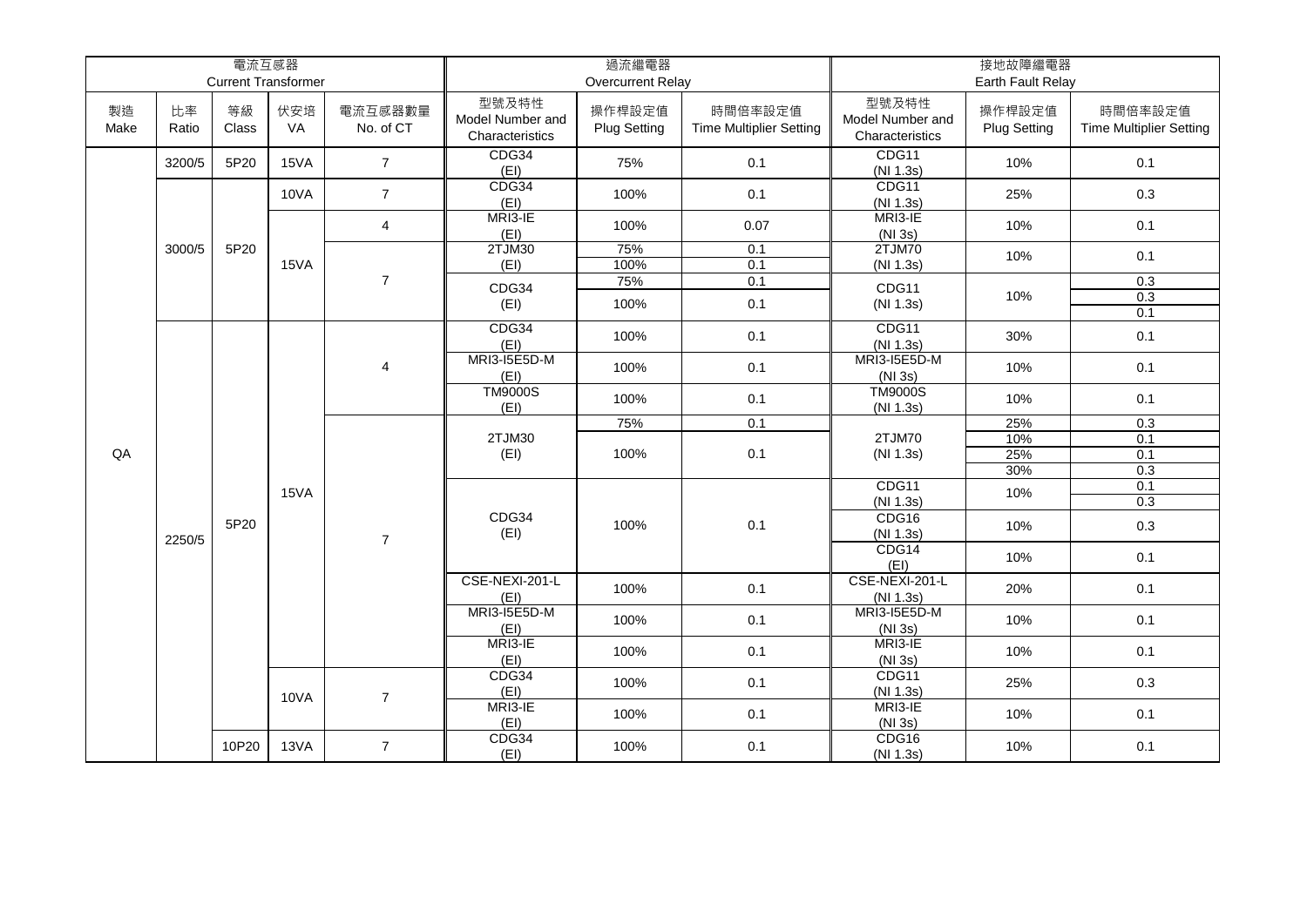| 電流互感器 Current Transformer | | | | | 過流繼電器 Overcurrent Relay | | | 接地故障繼電器 Earth Fault Relay | | |
|---|---|---|---|---|---|---|---|---|---|---|
| 製造 Make | 比率 Ratio | 等級 Class | 伏安培 VA | 電流互感器數量 No. of CT | 型號及特性 Model Number and Characteristics | 操作桿設定值 Plug Setting | 時間倍率設定值 Time Multiplier Setting | 型號及特性 Model Number and Characteristics | 操作桿設定值 Plug Setting | 時間倍率設定值 Time Multiplier Setting |
| QA | 3200/5 | 5P20 | 15VA | 7 | CDG34 (EI) | 75% | 0.1 | CDG11 (NI 1.3s) | 10% | 0.1 |
| QA | 3000/5 | 5P20 | 10VA | 7 | CDG34 (EI) | 100% | 0.1 | CDG11 (NI 1.3s) | 25% | 0.3 |
| QA | 3000/5 | 5P20 | 15VA | 4 | MRI3-IE (EI) | 100% | 0.07 | MRI3-IE (NI 3s) | 10% | 0.1 |
| QA | 3000/5 | 5P20 | 15VA | 7 | 2TJM30 (EI) | 75% | 0.1 | 2TJM70 (NI 1.3s) | 10% | 0.1 |
| QA | 3000/5 | 5P20 | 15VA | 7 | 2TJM30 (EI) | 100% | 0.1 | 2TJM70 (NI 1.3s) | 10% | 0.1 |
| QA | 3000/5 | 5P20 | 15VA | 7 | CDG34 (EI) | 75% | 0.1 | CDG11 (NI 1.3s) | 10% | 0.3 |
| QA | 3000/5 | 5P20 | 15VA | 7 | CDG34 (EI) | 100% | 0.1 | CDG11 (NI 1.3s) | 10% | 0.3 |
| QA | 3000/5 | 5P20 | 15VA | 7 | CDG34 (EI) | 100% | 0.1 | CDG11 (NI 1.3s) | 10% | 0.1 |
| QA | 2250/5 | 5P20 | 15VA | 4 | CDG34 (EI) | 100% | 0.1 | CDG11 (NI 1.3s) | 30% | 0.1 |
| QA | 2250/5 | 5P20 | 15VA | 4 | MRI3-I5E5D-M (EI) | 100% | 0.1 | MRI3-I5E5D-M (NI 3s) | 10% | 0.1 |
| QA | 2250/5 | 5P20 | 15VA | 4 | TM9000S (EI) | 100% | 0.1 | TM9000S (NI 1.3s) | 10% | 0.1 |
| QA | 2250/5 | 5P20 | 15VA | 7 | 2TJM30 (EI) | 75% | 0.1 | 2TJM70 (NI 1.3s) | 25% | 0.3 |
| QA | 2250/5 | 5P20 | 15VA | 7 | 2TJM30 (EI) | 100% | 0.1 | 2TJM70 (NI 1.3s) | 10% | 0.1 |
| QA | 2250/5 | 5P20 | 15VA | 7 | 2TJM30 (EI) | 100% | 0.1 | 2TJM70 (NI 1.3s) | 25% | 0.1 |
| QA | 2250/5 | 5P20 | 15VA | 7 | 2TJM30 (EI) | 100% | 0.1 | 2TJM70 (NI 1.3s) | 30% | 0.3 |
| QA | 2250/5 | 5P20 | 15VA | 7 | CDG34 (EI) | 100% | 0.1 | CDG11 (NI 1.3s) | 10% | 0.1 |
| QA | 2250/5 | 5P20 | 15VA | 7 | CDG34 (EI) | 100% | 0.1 | CDG11 (NI 1.3s) | 10% | 0.3 |
| QA | 2250/5 | 5P20 | 15VA | 7 | CDG34 (EI) | 100% | 0.1 | CDG16 (NI 1.3s) | 10% | 0.3 |
| QA | 2250/5 | 5P20 | 15VA | 7 | CDG34 (EI) | 100% | 0.1 | CDG14 (EI) | 10% | 0.1 |
| QA | 2250/5 | 5P20 | 15VA | 7 | CSE-NEXI-201-L (EI) | 100% | 0.1 | CSE-NEXI-201-L (NI 1.3s) | 20% | 0.1 |
| QA | 2250/5 | 5P20 | 15VA | 7 | MRI3-I5E5D-M (EI) | 100% | 0.1 | MRI3-I5E5D-M (NI 3s) | 10% | 0.1 |
| QA | 2250/5 | 5P20 | 15VA | 7 | MRI3-IE (EI) | 100% | 0.1 | MRI3-IE (NI 3s) | 10% | 0.1 |
| QA | 2250/5 | 5P20 | 10VA | 7 | CDG34 (EI) | 100% | 0.1 | CDG11 (NI 1.3s) | 25% | 0.3 |
| QA | 2250/5 | 5P20 | 10VA | 7 | MRI3-IE (EI) | 100% | 0.1 | MRI3-IE (NI 3s) | 10% | 0.1 |
| QA | 2250/5 | 10P20 | 13VA | 7 | CDG34 (EI) | 100% | 0.1 | CDG16 (NI 1.3s) | 10% | 0.1 |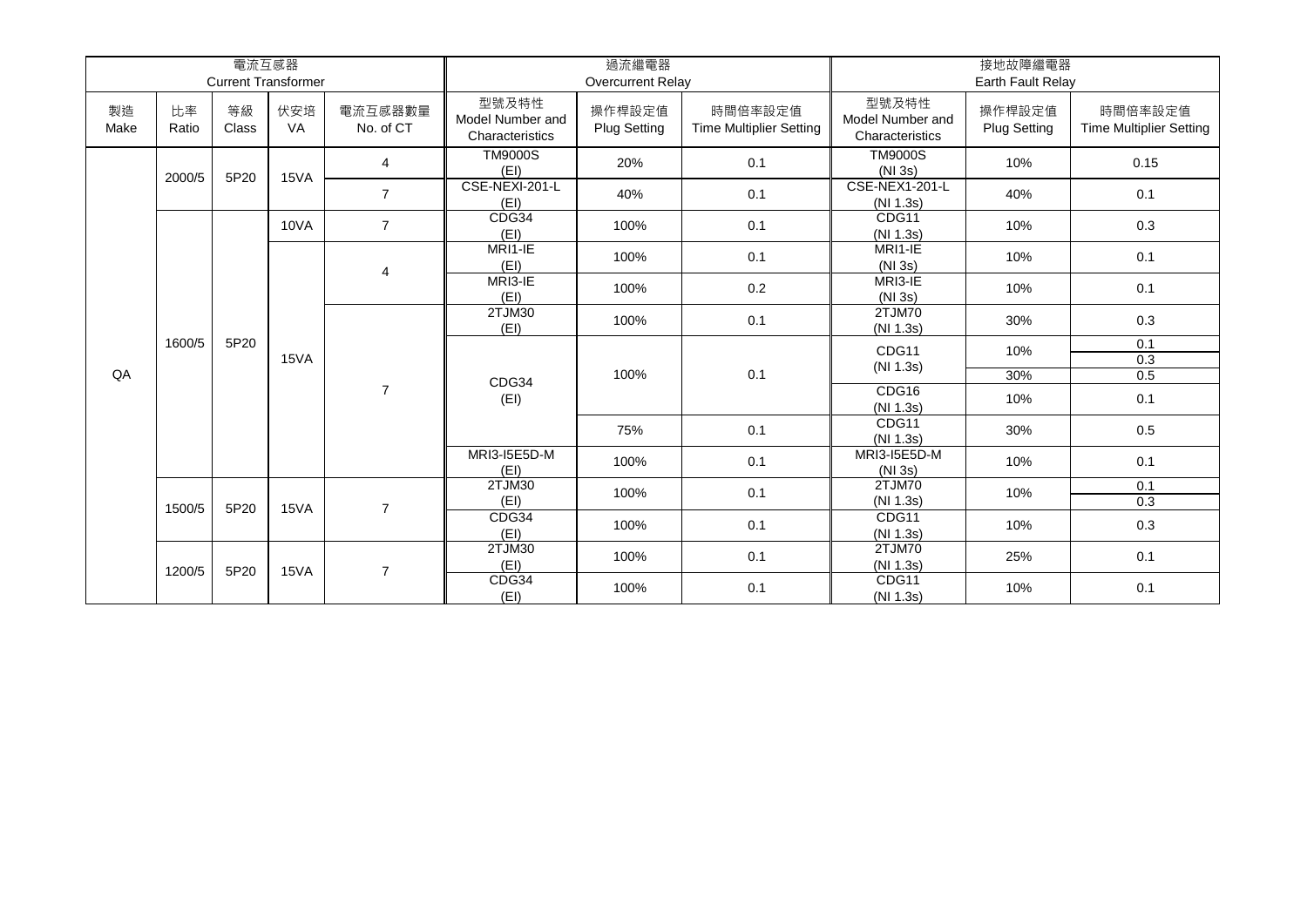| 電流互感器<br>Current Transformer | | | | | 過流繼電器<br>Overcurrent Relay | | | 接地故障繼電器<br>Earth Fault Relay | | |
|---|---|---|---|---|---|---|---|---|---|---|
| 製造<br>Make | 比率<br>Ratio | 等級<br>Class | 伏安培<br>VA | 電流互感器數量<br>No. of CT | 型號及特性<br>Model Number and Characteristics | 操作桿設定值<br>Plug Setting | 時間倍率設定值<br>Time Multiplier Setting | 型號及特性<br>Model Number and Characteristics | 操作桿設定值<br>Plug Setting | 時間倍率設定值<br>Time Multiplier Setting |
| QA | 2000/5 | 5P20 | 15VA | 4 | TM9000S (EI) | 20% | 0.1 | TM9000S (NI 3s) | 10% | 0.15 |
| | | | | 7 | CSE-NEXI-201-L (EI) | 40% | 0.1 | CSE-NEX1-201-L (NI 1.3s) | 40% | 0.1 |
| | 1600/5 | 5P20 | 10VA | 7 | CDG34 (EI) | 100% | 0.1 | CDG11 (NI 1.3s) | 10% | 0.3 |
| | | | 15VA | 4 | MRI1-IE (EI) | 100% | 0.1 | MRI1-IE (NI 3s) | 10% | 0.1 |
| | | | | | MRI3-IE (EI) | 100% | 0.2 | MRI3-IE (NI 3s) | 10% | 0.1 |
| | | | | 7 | 2TJM30 (EI) | 100% | 0.1 | 2TJM70 (NI 1.3s) | 30% | 0.3 |
| | | | | | CDG34 (EI) | 100% | 0.1 | CDG11 (NI 1.3s) | 10% | 0.1 |
| | | | | | | | | | | 0.3 |
| | | | | | | | | | 30% | 0.5 |
| | | | | | | | | CDG16 (NI 1.3s) | 10% | 0.1 |
| | | | | | | 75% | 0.1 | CDG11 (NI 1.3s) | 30% | 0.5 |
| | | | | | MRI3-I5E5D-M (EI) | 100% | 0.1 | MRI3-I5E5D-M (NI 3s) | 10% | 0.1 |
| | 1500/5 | 5P20 | 15VA | 7 | 2TJM30 (EI) | 100% | 0.1 | 2TJM70 (NI 1.3s) | 10% | 0.1 |
| | | | | | | | | | | 0.3 |
| | | | | | CDG34 (EI) | 100% | 0.1 | CDG11 (NI 1.3s) | 10% | 0.3 |
| | 1200/5 | 5P20 | 15VA | 7 | 2TJM30 (EI) | 100% | 0.1 | 2TJM70 (NI 1.3s) | 25% | 0.1 |
| | | | | | CDG34 (EI) | 100% | 0.1 | CDG11 (NI 1.3s) | 10% | 0.1 |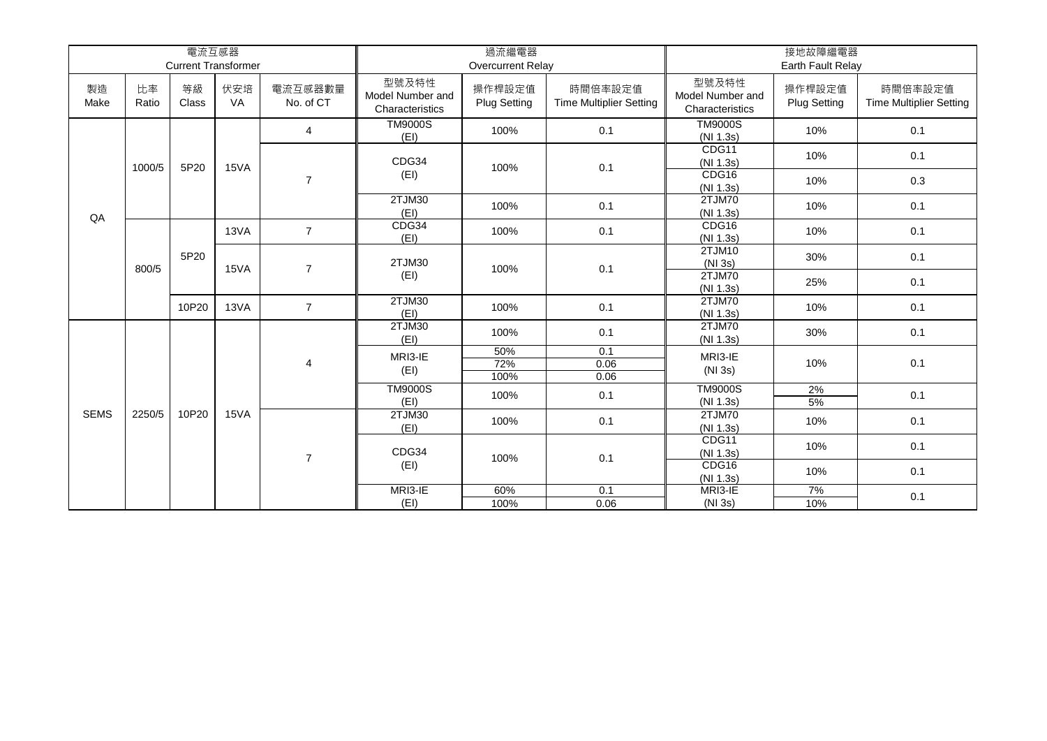| 電流互感器 Current Transformer | | | | | 過流繼電器 Overcurrent Relay | | | 接地故障繼電器 Earth Fault Relay | | |
|---|---|---|---|---|---|---|---|---|---|---|
| 製造 Make | 比率 Ratio | 等級 Class | 伏安培 VA | 電流互感器數量 No. of CT | 型號及特性 Model Number and Characteristics | 操作桿設定值 Plug Setting | 時間倍率設定值 Time Multiplier Setting | 型號及特性 Model Number and Characteristics | 操作桿設定值 Plug Setting | 時間倍率設定值 Time Multiplier Setting |
| QA | 1000/5 | 5P20 | 15VA | 4 | TM9000S (EI) | 100% | 0.1 | TM9000S (NI 1.3s) | 10% | 0.1 |
| | | | | 7 | CDG34 (EI) | 100% | 0.1 | CDG11 (NI 1.3s) | 10% | 0.1 |
| | | | | | | | | CDG16 (NI 1.3s) | 10% | 0.3 |
| | | | | | 2TJM30 (EI) | 100% | 0.1 | 2TJM70 (NI 1.3s) | 10% | 0.1 |
| | 800/5 | 5P20 | 13VA | 7 | CDG34 (EI) | 100% | 0.1 | CDG16 (NI 1.3s) | 10% | 0.1 |
| | | | 15VA | 7 | 2TJM30 (EI) | 100% | 0.1 | 2TJM10 (NI 3s) | 30% | 0.1 |
| | | | | | | | | 2TJM70 (NI 1.3s) | 25% | 0.1 |
| | | 10P20 | 13VA | 7 | 2TJM30 (EI) | 100% | 0.1 | 2TJM70 (NI 1.3s) | 10% | 0.1 |
| SEMS | 2250/5 | 10P20 | 15VA | 4 | 2TJM30 (EI) | 100% | 0.1 | 2TJM70 (NI 1.3s) | 30% | 0.1 |
| | | | | | MRI3-IE (EI) | 50%<br>72%<br>100% | 0.1<br>0.06<br>0.06 | MRI3-IE (NI 3s) | 10% | 0.1 |
| | | | | | TM9000S (EI) | 100% | 0.1 | TM9000S (NI 1.3s) | 2%<br>5% | 0.1 |
| | | | | 7 | 2TJM30 (EI) | 100% | 0.1 | 2TJM70 (NI 1.3s) | 10% | 0.1 |
| | | | | | CDG34 (EI) | 100% | 0.1 | CDG11 (NI 1.3s) | 10% | 0.1 |
| | | | | | | | | CDG16 (NI 1.3s) | 10% | 0.1 |
| | | | | | MRI3-IE (EI) | 60%<br>100% | 0.1<br>0.06 | MRI3-IE (NI 3s) | 7%<br>10% | 0.1 |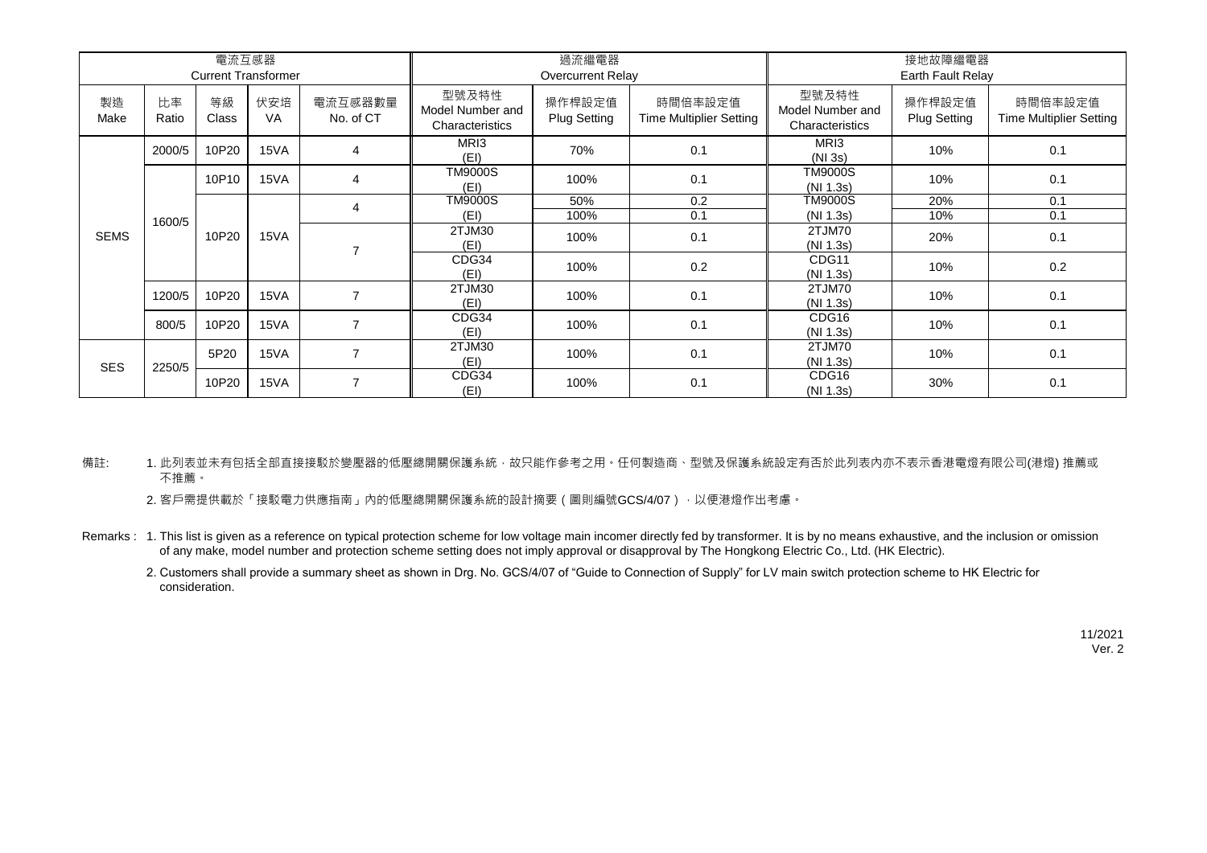| 電流互感器 Current Transformer | | | | | 過流繼電器 Overcurrent Relay | | | 接地故障繼電器 Earth Fault Relay | | |
|---|---|---|---|---|---|---|---|---|---|---|
| 製造 Make | 比率 Ratio | 等級 Class | 伏安培 VA | 電流互感器數量 No. of CT | 型號及特性 Model Number and Characteristics | 操作桿設定值 Plug Setting | 時間倍率設定值 Time Multiplier Setting | 型號及特性 Model Number and Characteristics | 操作桿設定值 Plug Setting | 時間倍率設定值 Time Multiplier Setting |
| SEMS | 2000/5 | 10P20 | 15VA | 4 | MRI3 (EI) | 70% | 0.1 | MRI3 (NI 3s) | 10% | 0.1 |
| | 1600/5 | 10P10 | 15VA | 4 | TM9000S (EI) | 100% | 0.1 | TM9000S (NI 1.3s) | 10% | 0.1 |
| | | 10P20 | 15VA | 4 | TM9000S (EI) | 50% | 0.2 | TM9000S (NI 1.3s) | 20% | 0.1 |
| | | | | | | 100% | 0.1 | | 10% | 0.1 |
| | | | | 7 | 2TJM30 (EI) | 100% | 0.1 | 2TJM70 (NI 1.3s) | 20% | 0.1 |
| | | | | | CDG34 (EI) | 100% | 0.2 | CDG11 (NI 1.3s) | 10% | 0.2 |
| | 1200/5 | 10P20 | 15VA | 7 | 2TJM30 (EI) | 100% | 0.1 | 2TJM70 (NI 1.3s) | 10% | 0.1 |
| | 800/5 | 10P20 | 15VA | 7 | CDG34 (EI) | 100% | 0.1 | CDG16 (NI 1.3s) | 10% | 0.1 |
| SES | 2250/5 | 5P20 | 15VA | 7 | 2TJM30 (EI) | 100% | 0.1 | 2TJM70 (NI 1.3s) | 10% | 0.1 |
| | | 10P20 | 15VA | 7 | CDG34 (EI) | 100% | 0.1 | CDG16 (NI 1.3s) | 30% | 0.1 |

備註:

1. 此列表並未有包括全部直接接駁於變壓器的低壓總開關保護系統，故只能作參考之用。任何製造商、型號及保護系統設定有否於此列表內亦不表示香港電燈有限公司(港燈) 推薦或不推薦。
2. 客戶需提供載於「接駁電力供應指南」內的低壓總開關保護系統的設計摘要（圖則編號GCS/4/07），以便港燈作出考慮。

Remarks :

1. This list is given as a reference on typical protection scheme for low voltage main incomer directly fed by transformer. It is by no means exhaustive, and the inclusion or omission of any make, model number and protection scheme setting does not imply approval or disapproval by The Hongkong Electric Co., Ltd. (HK Electric).
2. Customers shall provide a summary sheet as shown in Drg. No. GCS/4/07 of "Guide to Connection of Supply" for LV main switch protection scheme to HK Electric for consideration.

11/2021
Ver. 2